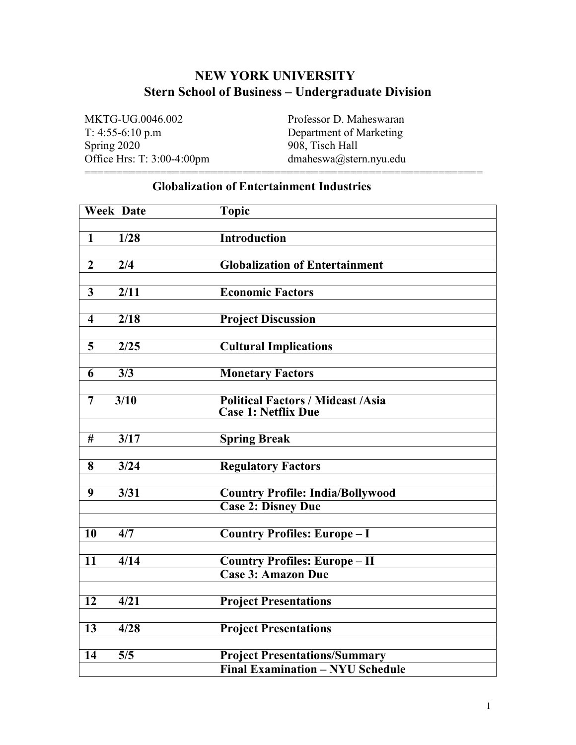# NEW YORK UNIVERSITY
## Stern School of Business – Undergraduate Division

MKTG-UG.0046.002
T: 4:55-6:10 p.m
Spring 2020
Office Hrs: T: 3:00-4:00pm

Professor D. Maheswaran
Department of Marketing
908, Tisch Hall
dmaheswa@stern.nyu.edu

================================================================

### Globalization of Entertainment Industries

| Week | Date | Topic |
|---|---|---|
| 1 | 1/28 | **Introduction** |
| 2 | 2/4 | **Globalization of Entertainment** |
| 3 | 2/11 | **Economic Factors** |
| 4 | 2/18 | **Project Discussion** |
| 5 | 2/25 | **Cultural Implications** |
| 6 | 3/3 | **Monetary Factors** |
| 7 | 3/10 | **Political Factors / Mideast /Asia**<br>**Case 1: Netflix Due** |
| # | 3/17 | **Spring Break** |
| 8 | 3/24 | **Regulatory Factors** |
| 9 | 3/31 | **Country Profile: India/Bollywood** |
| | | **Case 2: Disney Due** |
| 10 | 4/7 | **Country Profiles: Europe – I** |
| 11 | 4/14 | **Country Profiles: Europe – II** |
| | | **Case 3: Amazon Due** |
| 12 | 4/21 | **Project Presentations** |
| 13 | 4/28 | **Project Presentations** |
| 14 | 5/5 | **Project Presentations/Summary** |
| | | **Final Examination – NYU Schedule** |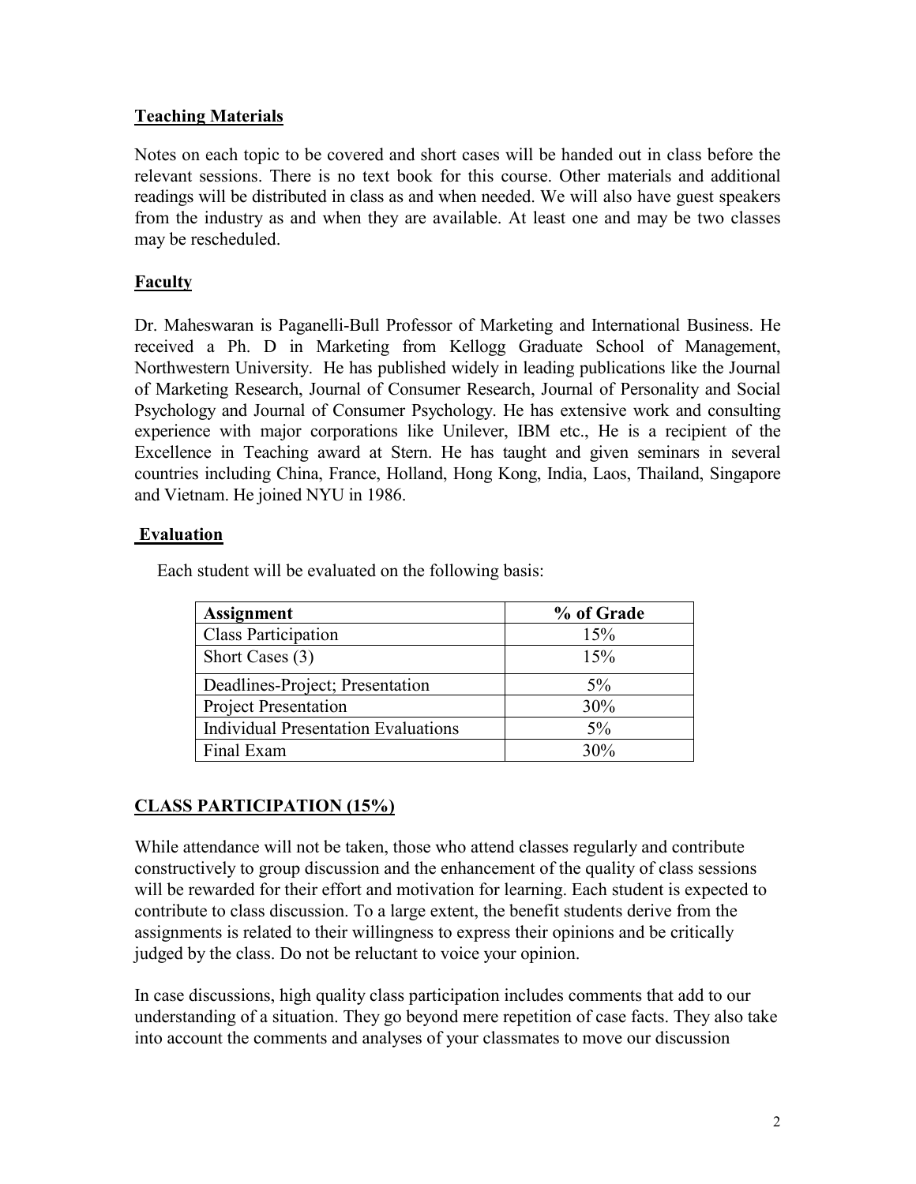## Teaching Materials

Notes on each topic to be covered and short cases will be handed out in class before the relevant sessions. There is no text book for this course. Other materials and additional readings will be distributed in class as and when needed. We will also have guest speakers from the industry as and when they are available. At least one and may be two classes may be rescheduled.

## Faculty

Dr. Maheswaran is Paganelli-Bull Professor of Marketing and International Business. He received a Ph. D in Marketing from Kellogg Graduate School of Management, Northwestern University. He has published widely in leading publications like the Journal of Marketing Research, Journal of Consumer Research, Journal of Personality and Social Psychology and Journal of Consumer Psychology. He has extensive work and consulting experience with major corporations like Unilever, IBM etc., He is a recipient of the Excellence in Teaching award at Stern. He has taught and given seminars in several countries including China, France, Holland, Hong Kong, India, Laos, Thailand, Singapore and Vietnam. He joined NYU in 1986.

## Evaluation

Each student will be evaluated on the following basis:

| Assignment | % of Grade |
|---|---|
| Class Participation | 15% |
| Short Cases (3) | 15% |
| Deadlines-Project; Presentation | 5% |
| Project Presentation | 30% |
| Individual Presentation Evaluations | 5% |
| Final Exam | 30% |

## CLASS PARTICIPATION (15%)

While attendance will not be taken, those who attend classes regularly and contribute constructively to group discussion and the enhancement of the quality of class sessions will be rewarded for their effort and motivation for learning. Each student is expected to contribute to class discussion. To a large extent, the benefit students derive from the assignments is related to their willingness to express their opinions and be critically judged by the class. Do not be reluctant to voice your opinion.

In case discussions, high quality class participation includes comments that add to our understanding of a situation. They go beyond mere repetition of case facts. They also take into account the comments and analyses of your classmates to move our discussion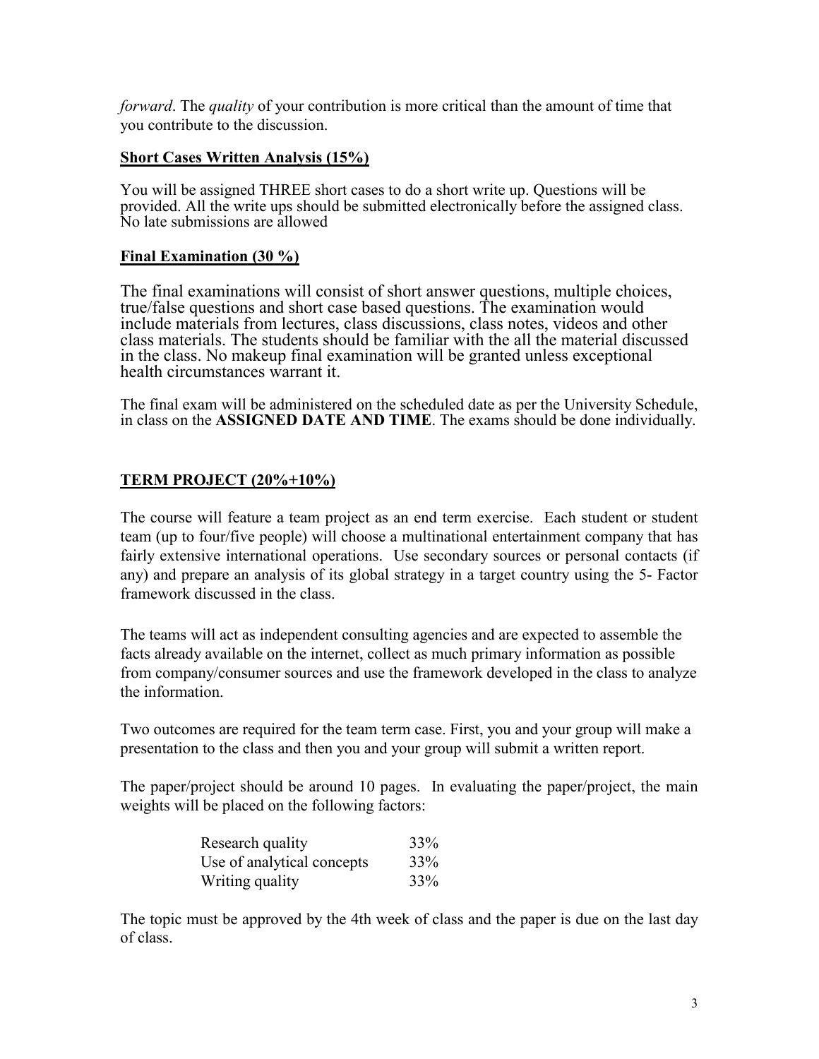*forward*. The *quality* of your contribution is more critical than the amount of time that you contribute to the discussion.

**Short Cases Written Analysis (15%)**

You will be assigned THREE short cases to do a short write up. Questions will be provided. All the write ups should be submitted electronically before the assigned class. No late submissions are allowed

**Final Examination (30 %)**

The final examinations will consist of short answer questions, multiple choices, true/false questions and short case based questions. The examination would include materials from lectures, class discussions, class notes, videos and other class materials. The students should be familiar with the all the material discussed in the class. No makeup final examination will be granted unless exceptional health circumstances warrant it.

The final exam will be administered on the scheduled date as per the University Schedule, in class on the **ASSIGNED DATE AND TIME**. The exams should be done individually.

**TERM PROJECT (20%+10%)**

The course will feature a team project as an end term exercise. Each student or student team (up to four/five people) will choose a multinational entertainment company that has fairly extensive international operations. Use secondary sources or personal contacts (if any) and prepare an analysis of its global strategy in a target country using the 5- Factor framework discussed in the class.

The teams will act as independent consulting agencies and are expected to assemble the facts already available on the internet, collect as much primary information as possible from company/consumer sources and use the framework developed in the class to analyze the information.

Two outcomes are required for the team term case. First, you and your group will make a presentation to the class and then you and your group will submit a written report.

The paper/project should be around 10 pages. In evaluating the paper/project, the main weights will be placed on the following factors:

| | |
|---|---|
| Research quality | 33% |
| Use of analytical concepts | 33% |
| Writing quality | 33% |

The topic must be approved by the 4th week of class and the paper is due on the last day of class.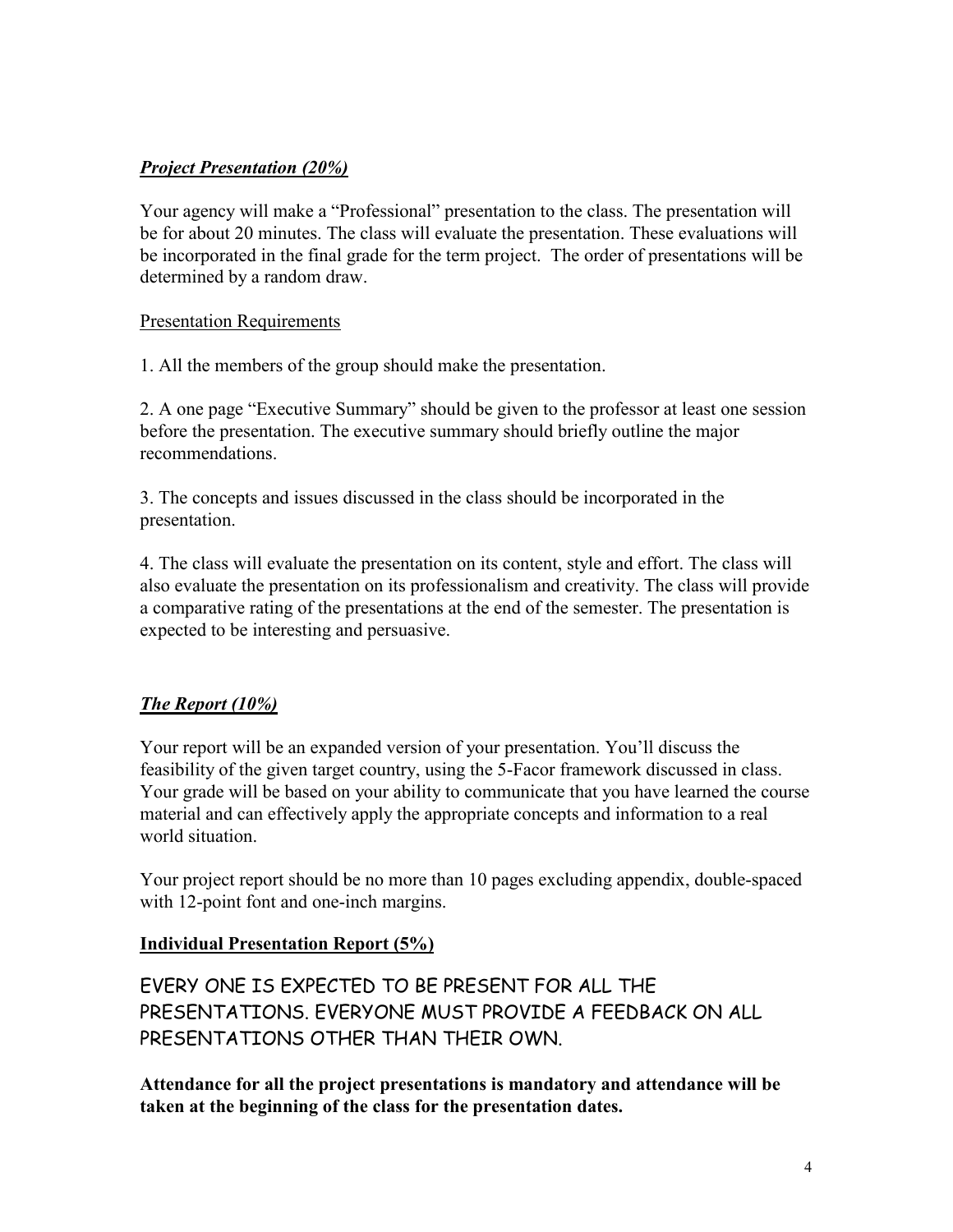***Project Presentation (20%)***

Your agency will make a "Professional" presentation to the class. The presentation will be for about 20 minutes. The class will evaluate the presentation. These evaluations will be incorporated in the final grade for the term project. The order of presentations will be determined by a random draw.

Presentation Requirements

1. All the members of the group should make the presentation.

2. A one page "Executive Summary" should be given to the professor at least one session before the presentation. The executive summary should briefly outline the major recommendations.

3. The concepts and issues discussed in the class should be incorporated in the presentation.

4. The class will evaluate the presentation on its content, style and effort. The class will also evaluate the presentation on its professionalism and creativity. The class will provide a comparative rating of the presentations at the end of the semester. The presentation is expected to be interesting and persuasive.

***The Report (10%)***

Your report will be an expanded version of your presentation. You'll discuss the feasibility of the given target country, using the 5-Facor framework discussed in class. Your grade will be based on your ability to communicate that you have learned the course material and can effectively apply the appropriate concepts and information to a real world situation.

Your project report should be no more than 10 pages excluding appendix, double-spaced with 12-point font and one-inch margins.

**Individual Presentation Report (5%)**

EVERY ONE IS EXPECTED TO BE PRESENT FOR ALL THE PRESENTATIONS. EVERYONE MUST PROVIDE A FEEDBACK ON ALL PRESENTATIONS OTHER THAN THEIR OWN.

**Attendance for all the project presentations is mandatory and attendance will be taken at the beginning of the class for the presentation dates.**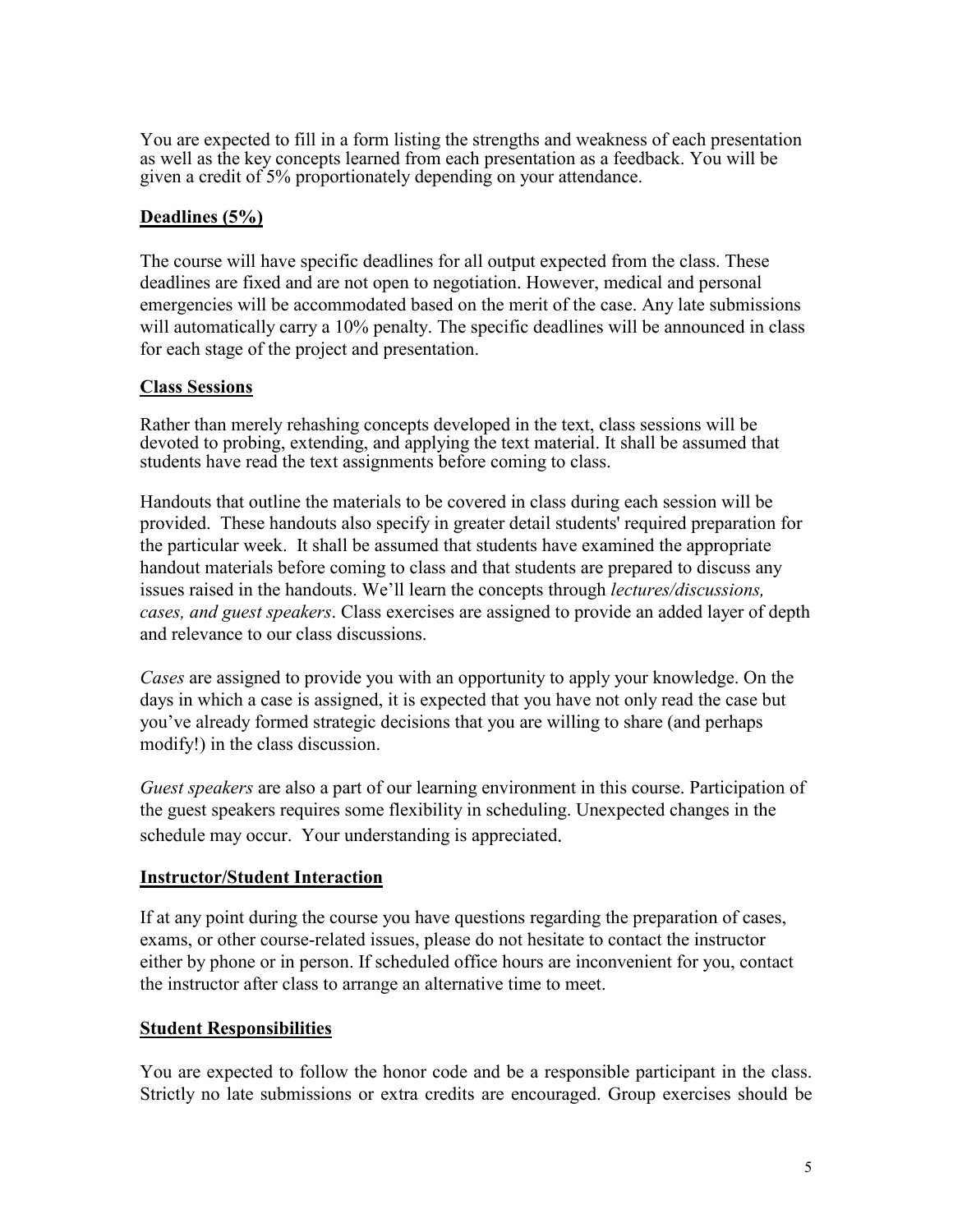You are expected to fill in a form listing the strengths and weakness of each presentation as well as the key concepts learned from each presentation as a feedback. You will be given a credit of 5% proportionately depending on your attendance.

## Deadlines (5%)

The course will have specific deadlines for all output expected from the class. These deadlines are fixed and are not open to negotiation. However, medical and personal emergencies will be accommodated based on the merit of the case. Any late submissions will automatically carry a 10% penalty. The specific deadlines will be announced in class for each stage of the project and presentation.

## Class Sessions

Rather than merely rehashing concepts developed in the text, class sessions will be devoted to probing, extending, and applying the text material. It shall be assumed that students have read the text assignments before coming to class.

Handouts that outline the materials to be covered in class during each session will be provided. These handouts also specify in greater detail students' required preparation for the particular week. It shall be assumed that students have examined the appropriate handout materials before coming to class and that students are prepared to discuss any issues raised in the handouts. We'll learn the concepts through *lectures/discussions, cases, and guest speakers*. Class exercises are assigned to provide an added layer of depth and relevance to our class discussions.

*Cases* are assigned to provide you with an opportunity to apply your knowledge. On the days in which a case is assigned, it is expected that you have not only read the case but you've already formed strategic decisions that you are willing to share (and perhaps modify!) in the class discussion.

*Guest speakers* are also a part of our learning environment in this course. Participation of the guest speakers requires some flexibility in scheduling. Unexpected changes in the schedule may occur. Your understanding is appreciated.

## Instructor/Student Interaction

If at any point during the course you have questions regarding the preparation of cases, exams, or other course-related issues, please do not hesitate to contact the instructor either by phone or in person. If scheduled office hours are inconvenient for you, contact the instructor after class to arrange an alternative time to meet.

## Student Responsibilities

You are expected to follow the honor code and be a responsible participant in the class. Strictly no late submissions or extra credits are encouraged. Group exercises should be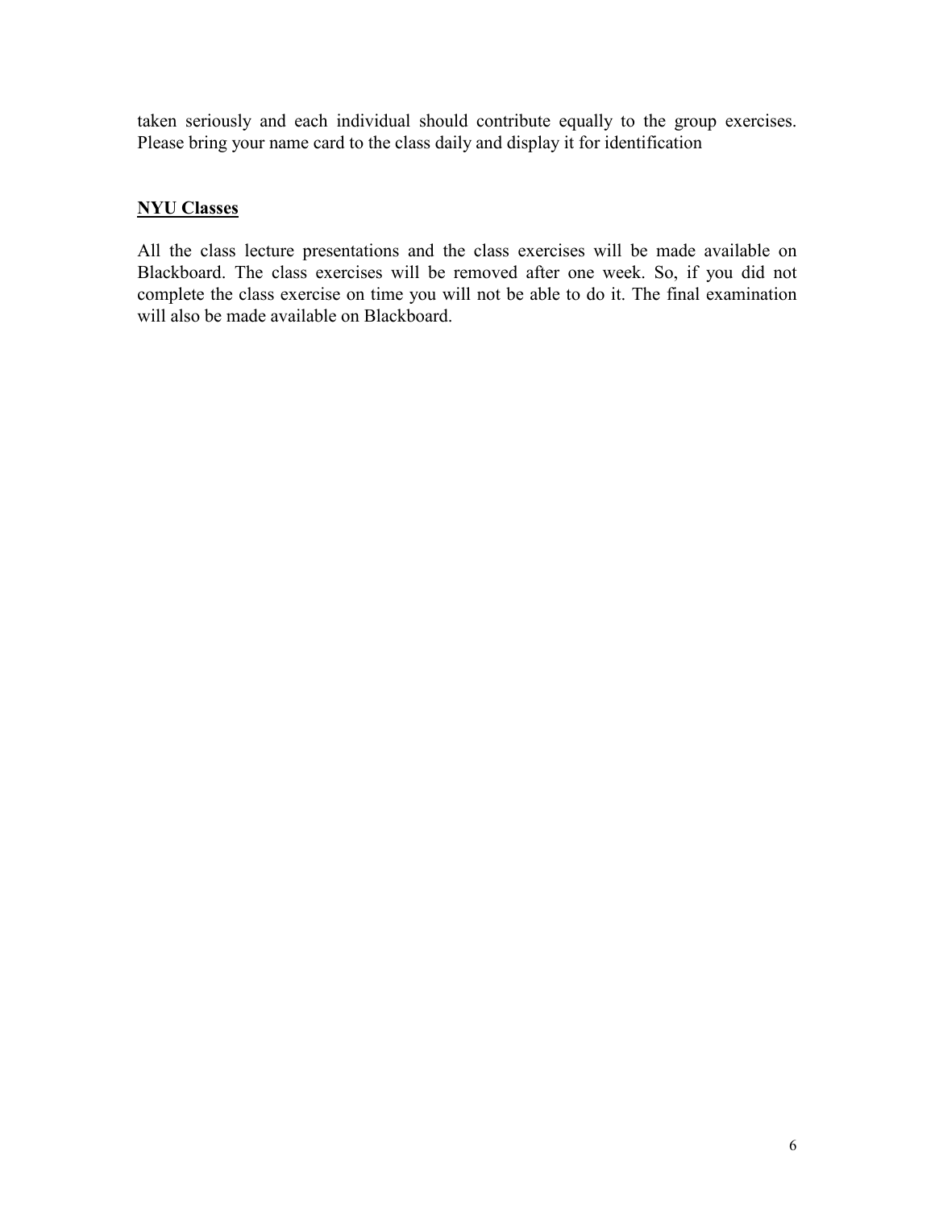taken seriously and each individual should contribute equally to the group exercises. Please bring your name card to the class daily and display it for identification

## NYU Classes

All the class lecture presentations and the class exercises will be made available on Blackboard. The class exercises will be removed after one week. So, if you did not complete the class exercise on time you will not be able to do it. The final examination will also be made available on Blackboard.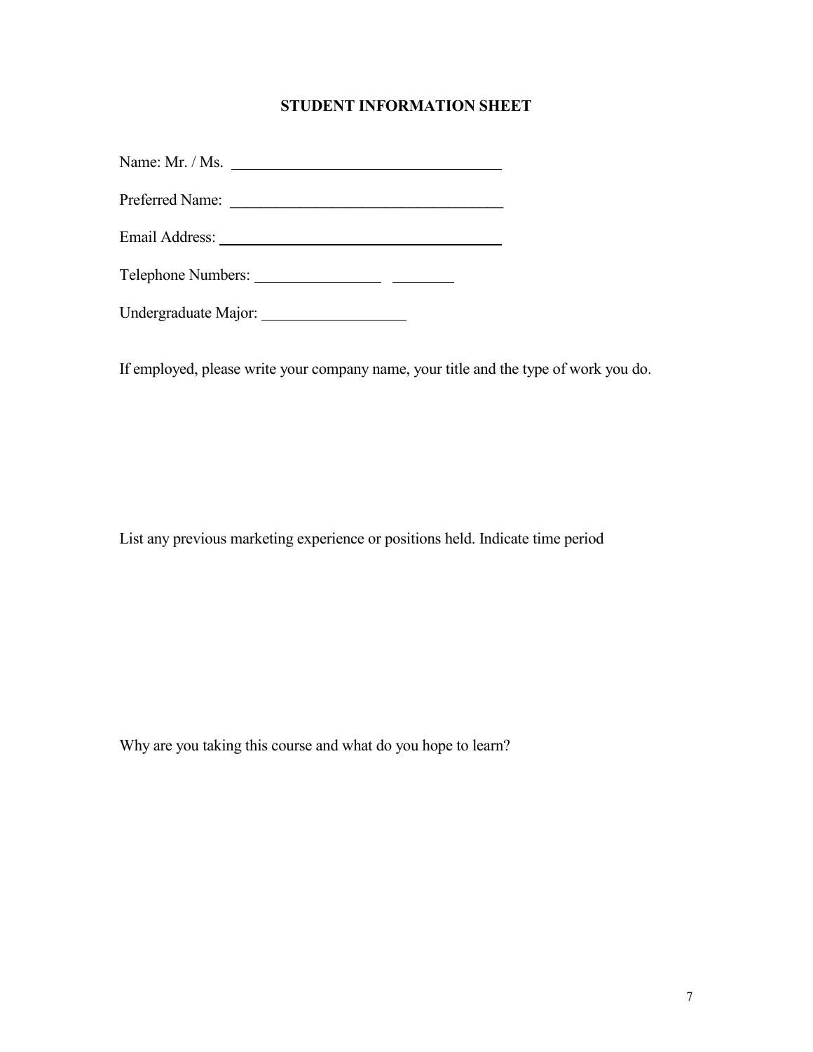# STUDENT INFORMATION SHEET

Name: Mr. / Ms. ___________________________________

Preferred Name: ___________________________________

Email Address: ___________________________________

Telephone Numbers: _______________ ________

Undergraduate Major: __________________

If employed, please write your company name, your title and the type of work you do.

List any previous marketing experience or positions held. Indicate time period

Why are you taking this course and what do you hope to learn?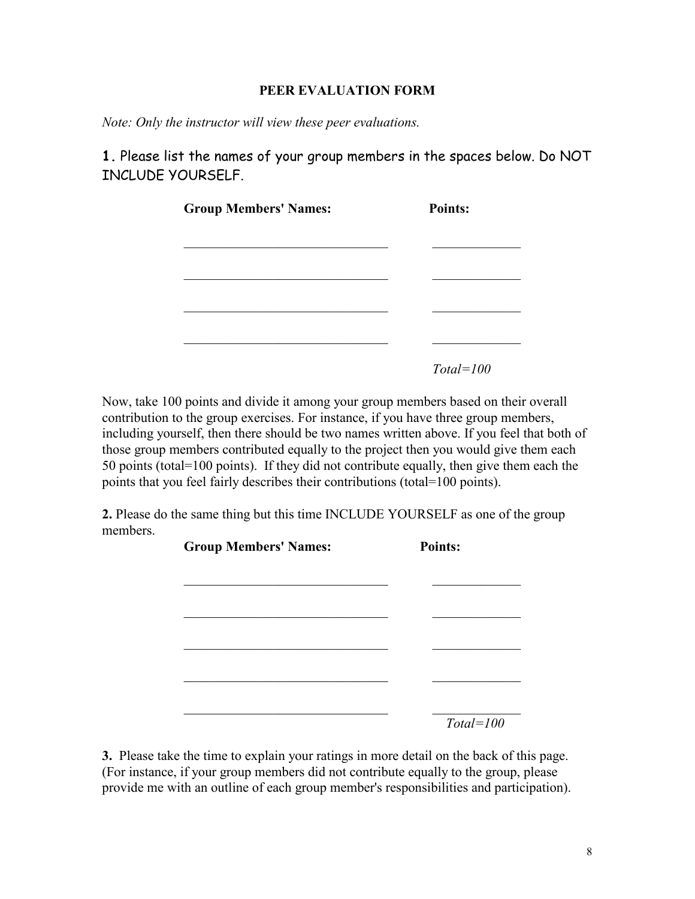**PEER EVALUATION FORM**

*Note: Only the instructor will view these peer evaluations.*

**1.** Please list the names of your group members in the spaces below. Do NOT INCLUDE YOURSELF.

| Group Members' Names: | Points: |
| --- | --- |
| ______________________________ | ____________ |
| ______________________________ | ____________ |
| ______________________________ | ____________ |
| ______________________________ | ____________ |
| | *Total=100* |

Now, take 100 points and divide it among your group members based on their overall contribution to the group exercises. For instance, if you have three group members, including yourself, then there should be two names written above. If you feel that both of those group members contributed equally to the project then you would give them each 50 points (total=100 points). If they did not contribute equally, then give them each the points that you feel fairly describes their contributions (total=100 points).

**2.** Please do the same thing but this time INCLUDE YOURSELF as one of the group members.

| Group Members' Names: | Points: |
| --- | --- |
| ______________________________ | ____________ |
| ______________________________ | ____________ |
| ______________________________ | ____________ |
| ______________________________ | ____________ |
| ______________________________ | ____________ |
| | *Total=100* |

**3.** Please take the time to explain your ratings in more detail on the back of this page. (For instance, if your group members did not contribute equally to the group, please provide me with an outline of each group member's responsibilities and participation).